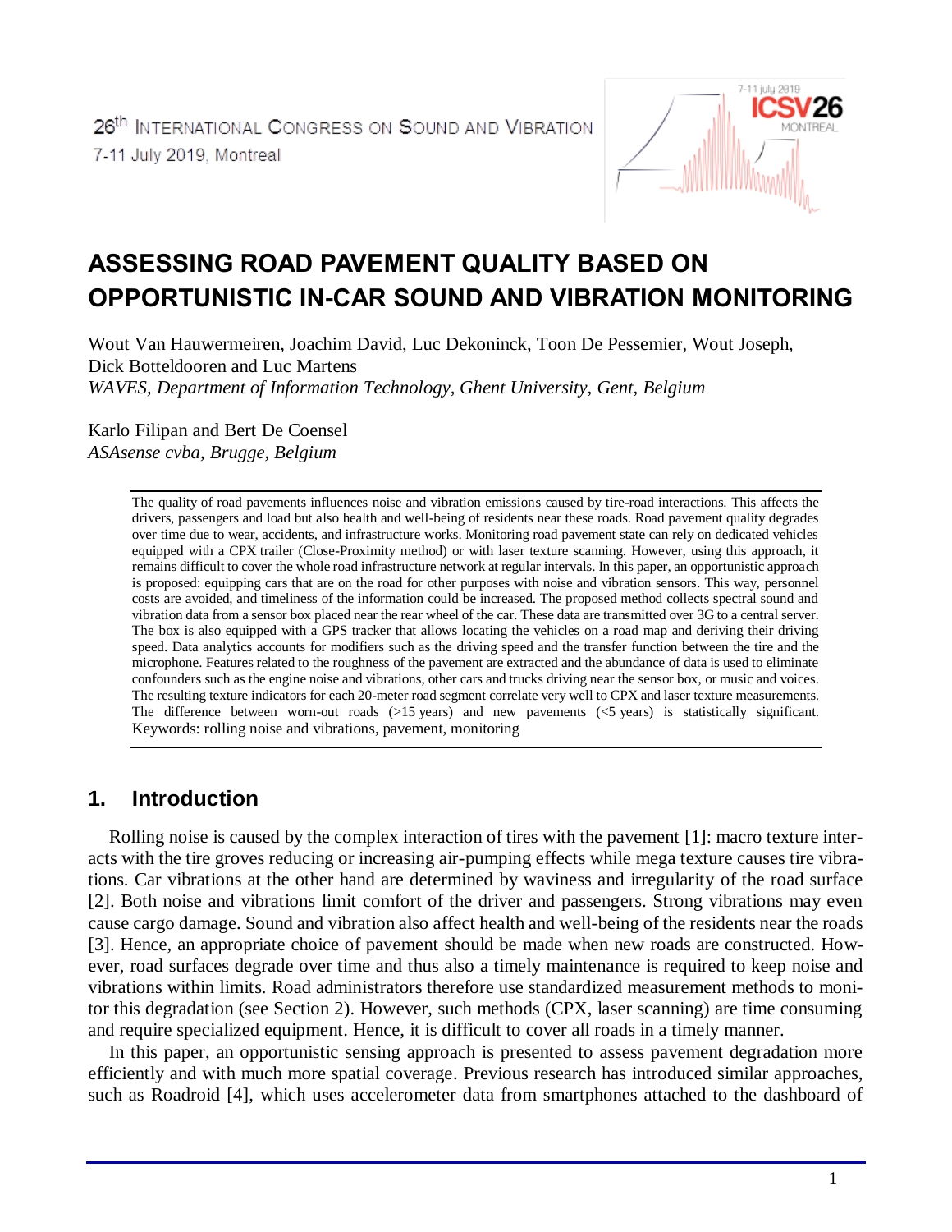26th International Congress on Sound and Vibration
7-11 July 2019, Montreal

# ASSESSING ROAD PAVEMENT QUALITY BASED ON OPPORTUNISTIC IN-CAR SOUND AND VIBRATION MONITORING

Wout Van Hauwermeiren, Joachim David, Luc Dekoninck, Toon De Pessemier, Wout Joseph, Dick Botteldooren and Luc Martens
*WAVES, Department of Information Technology, Ghent University, Gent, Belgium*

Karlo Filipan and Bert De Coensel
*ASAsense cvba, Brugge, Belgium*

The quality of road pavements influences noise and vibration emissions caused by tire-road interactions. This affects the drivers, passengers and load but also health and well-being of residents near these roads. Road pavement quality degrades over time due to wear, accidents, and infrastructure works. Monitoring road pavement state can rely on dedicated vehicles equipped with a CPX trailer (Close-Proximity method) or with laser texture scanning. However, using this approach, it remains difficult to cover the whole road infrastructure network at regular intervals. In this paper, an opportunistic approach is proposed: equipping cars that are on the road for other purposes with noise and vibration sensors. This way, personnel costs are avoided, and timeliness of the information could be increased. The proposed method collects spectral sound and vibration data from a sensor box placed near the rear wheel of the car. These data are transmitted over 3G to a central server. The box is also equipped with a GPS tracker that allows locating the vehicles on a road map and deriving their driving speed. Data analytics accounts for modifiers such as the driving speed and the transfer function between the tire and the microphone. Features related to the roughness of the pavement are extracted and the abundance of data is used to eliminate confounders such as the engine noise and vibrations, other cars and trucks driving near the sensor box, or music and voices. The resulting texture indicators for each 20-meter road segment correlate very well to CPX and laser texture measurements. The difference between worn-out roads (>15 years) and new pavements (<5 years) is statistically significant.
Keywords: rolling noise and vibrations, pavement, monitoring

## 1. Introduction

Rolling noise is caused by the complex interaction of tires with the pavement [1]: macro texture interacts with the tire groves reducing or increasing air-pumping effects while mega texture causes tire vibrations. Car vibrations at the other hand are determined by waviness and irregularity of the road surface [2]. Both noise and vibrations limit comfort of the driver and passengers. Strong vibrations may even cause cargo damage. Sound and vibration also affect health and well-being of the residents near the roads [3]. Hence, an appropriate choice of pavement should be made when new roads are constructed. However, road surfaces degrade over time and thus also a timely maintenance is required to keep noise and vibrations within limits. Road administrators therefore use standardized measurement methods to monitor this degradation (see Section 2). However, such methods (CPX, laser scanning) are time consuming and require specialized equipment. Hence, it is difficult to cover all roads in a timely manner.

In this paper, an opportunistic sensing approach is presented to assess pavement degradation more efficiently and with much more spatial coverage. Previous research has introduced similar approaches, such as Roadroid [4], which uses accelerometer data from smartphones attached to the dashboard of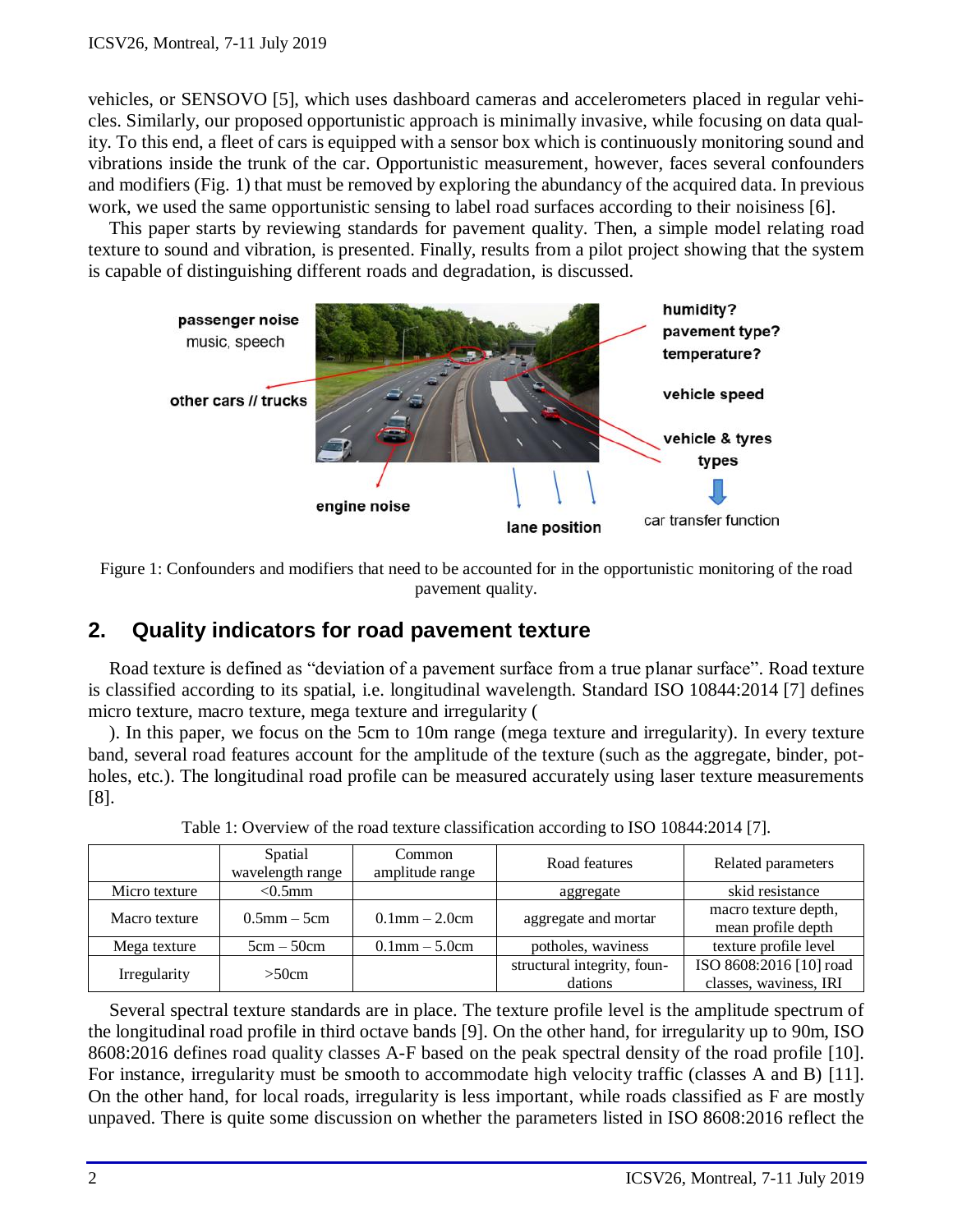vehicles, or SENSOVO [5], which uses dashboard cameras and accelerometers placed in regular vehicles. Similarly, our proposed opportunistic approach is minimally invasive, while focusing on data quality. To this end, a fleet of cars is equipped with a sensor box which is continuously monitoring sound and vibrations inside the trunk of the car. Opportunistic measurement, however, faces several confounders and modifiers (Fig. 1) that must be removed by exploring the abundancy of the acquired data. In previous work, we used the same opportunistic sensing to label road surfaces according to their noisiness [6].

This paper starts by reviewing standards for pavement quality. Then, a simple model relating road texture to sound and vibration, is presented. Finally, results from a pilot project showing that the system is capable of distinguishing different roads and degradation, is discussed.

Figure 1: Confounders and modifiers that need to be accounted for in the opportunistic monitoring of the road pavement quality.

## 2. Quality indicators for road pavement texture

Road texture is defined as "deviation of a pavement surface from a true planar surface". Road texture is classified according to its spatial, i.e. longitudinal wavelength. Standard ISO 10844:2014 [7] defines micro texture, macro texture, mega texture and irregularity (

). In this paper, we focus on the 5cm to 10m range (mega texture and irregularity). In every texture band, several road features account for the amplitude of the texture (such as the aggregate, binder, potholes, etc.). The longitudinal road profile can be measured accurately using laser texture measurements [8].

Table 1: Overview of the road texture classification according to ISO 10844:2014 [7].

| | Spatial wavelength range | Common amplitude range | Road features | Related parameters |
|---|---|---|---|---|
| Micro texture | <0.5mm | | aggregate | skid resistance |
| Macro texture | 0.5mm – 5cm | 0.1mm – 2.0cm | aggregate and mortar | macro texture depth, mean profile depth |
| Mega texture | 5cm – 50cm | 0.1mm – 5.0cm | potholes, waviness | texture profile level |
| Irregularity | >50cm | | structural integrity, foundations | ISO 8608:2016 [10] road classes, waviness, IRI |

Several spectral texture standards are in place. The texture profile level is the amplitude spectrum of the longitudinal road profile in third octave bands [9]. On the other hand, for irregularity up to 90m, ISO 8608:2016 defines road quality classes A-F based on the peak spectral density of the road profile [10]. For instance, irregularity must be smooth to accommodate high velocity traffic (classes A and B) [11]. On the other hand, for local roads, irregularity is less important, while roads classified as F are mostly unpaved. There is quite some discussion on whether the parameters listed in ISO 8608:2016 reflect the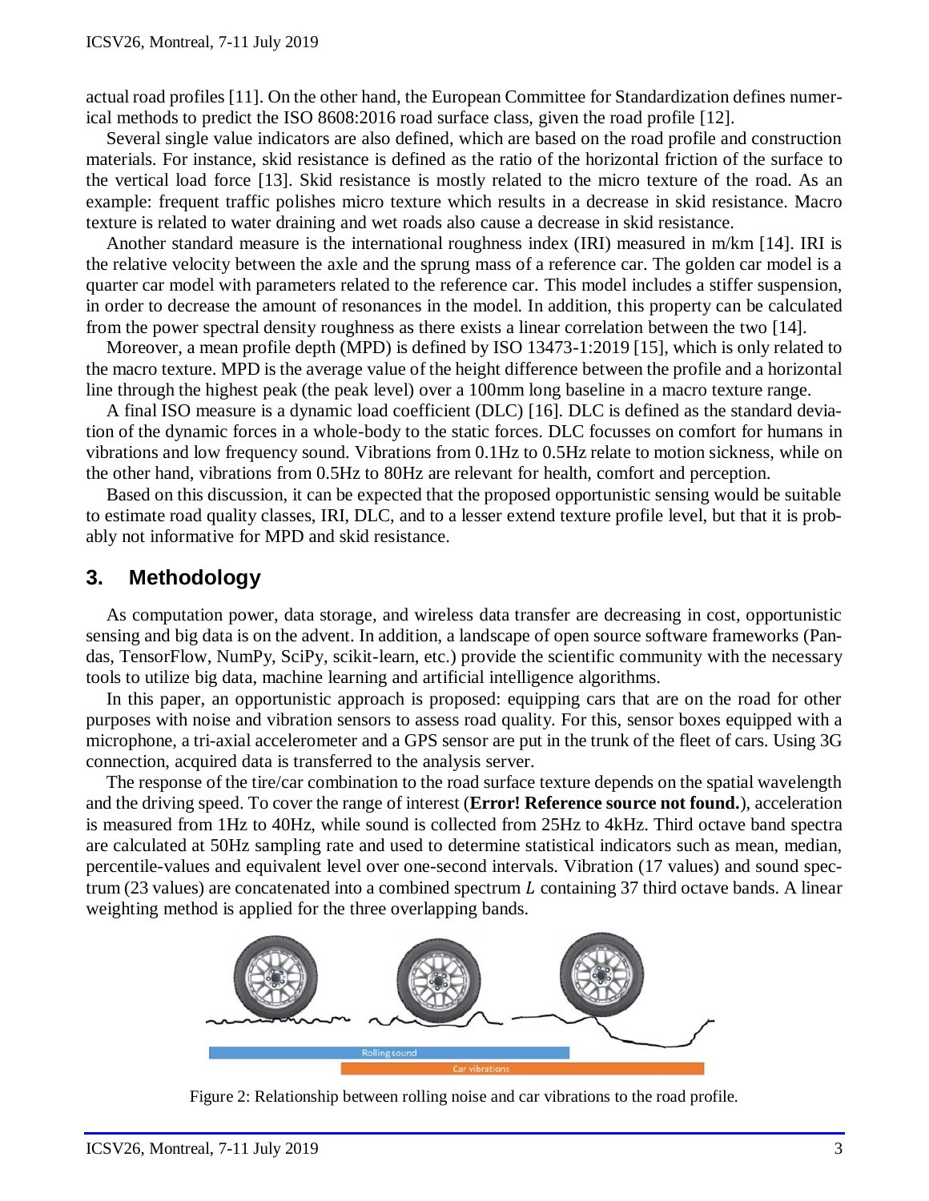actual road profiles [11]. On the other hand, the European Committee for Standardization defines numerical methods to predict the ISO 8608:2016 road surface class, given the road profile [12].

Several single value indicators are also defined, which are based on the road profile and construction materials. For instance, skid resistance is defined as the ratio of the horizontal friction of the surface to the vertical load force [13]. Skid resistance is mostly related to the micro texture of the road. As an example: frequent traffic polishes micro texture which results in a decrease in skid resistance. Macro texture is related to water draining and wet roads also cause a decrease in skid resistance.

Another standard measure is the international roughness index (IRI) measured in m/km [14]. IRI is the relative velocity between the axle and the sprung mass of a reference car. The golden car model is a quarter car model with parameters related to the reference car. This model includes a stiffer suspension, in order to decrease the amount of resonances in the model. In addition, this property can be calculated from the power spectral density roughness as there exists a linear correlation between the two [14].

Moreover, a mean profile depth (MPD) is defined by ISO 13473-1:2019 [15], which is only related to the macro texture. MPD is the average value of the height difference between the profile and a horizontal line through the highest peak (the peak level) over a 100mm long baseline in a macro texture range.

A final ISO measure is a dynamic load coefficient (DLC) [16]. DLC is defined as the standard deviation of the dynamic forces in a whole-body to the static forces. DLC focusses on comfort for humans in vibrations and low frequency sound. Vibrations from 0.1Hz to 0.5Hz relate to motion sickness, while on the other hand, vibrations from 0.5Hz to 80Hz are relevant for health, comfort and perception.

Based on this discussion, it can be expected that the proposed opportunistic sensing would be suitable to estimate road quality classes, IRI, DLC, and to a lesser extend texture profile level, but that it is probably not informative for MPD and skid resistance.

## 3. Methodology

As computation power, data storage, and wireless data transfer are decreasing in cost, opportunistic sensing and big data is on the advent. In addition, a landscape of open source software frameworks (Pandas, TensorFlow, NumPy, SciPy, scikit-learn, etc.) provide the scientific community with the necessary tools to utilize big data, machine learning and artificial intelligence algorithms.

In this paper, an opportunistic approach is proposed: equipping cars that are on the road for other purposes with noise and vibration sensors to assess road quality. For this, sensor boxes equipped with a microphone, a tri-axial accelerometer and a GPS sensor are put in the trunk of the fleet of cars. Using 3G connection, acquired data is transferred to the analysis server.

The response of the tire/car combination to the road surface texture depends on the spatial wavelength and the driving speed. To cover the range of interest (**Error! Reference source not found.**), acceleration is measured from 1Hz to 40Hz, while sound is collected from 25Hz to 4kHz. Third octave band spectra are calculated at 50Hz sampling rate and used to determine statistical indicators such as mean, median, percentile-values and equivalent level over one-second intervals. Vibration (17 values) and sound spectrum (23 values) are concatenated into a combined spectrum $L$ containing 37 third octave bands. A linear weighting method is applied for the three overlapping bands.

Figure 2: Relationship between rolling noise and car vibrations to the road profile.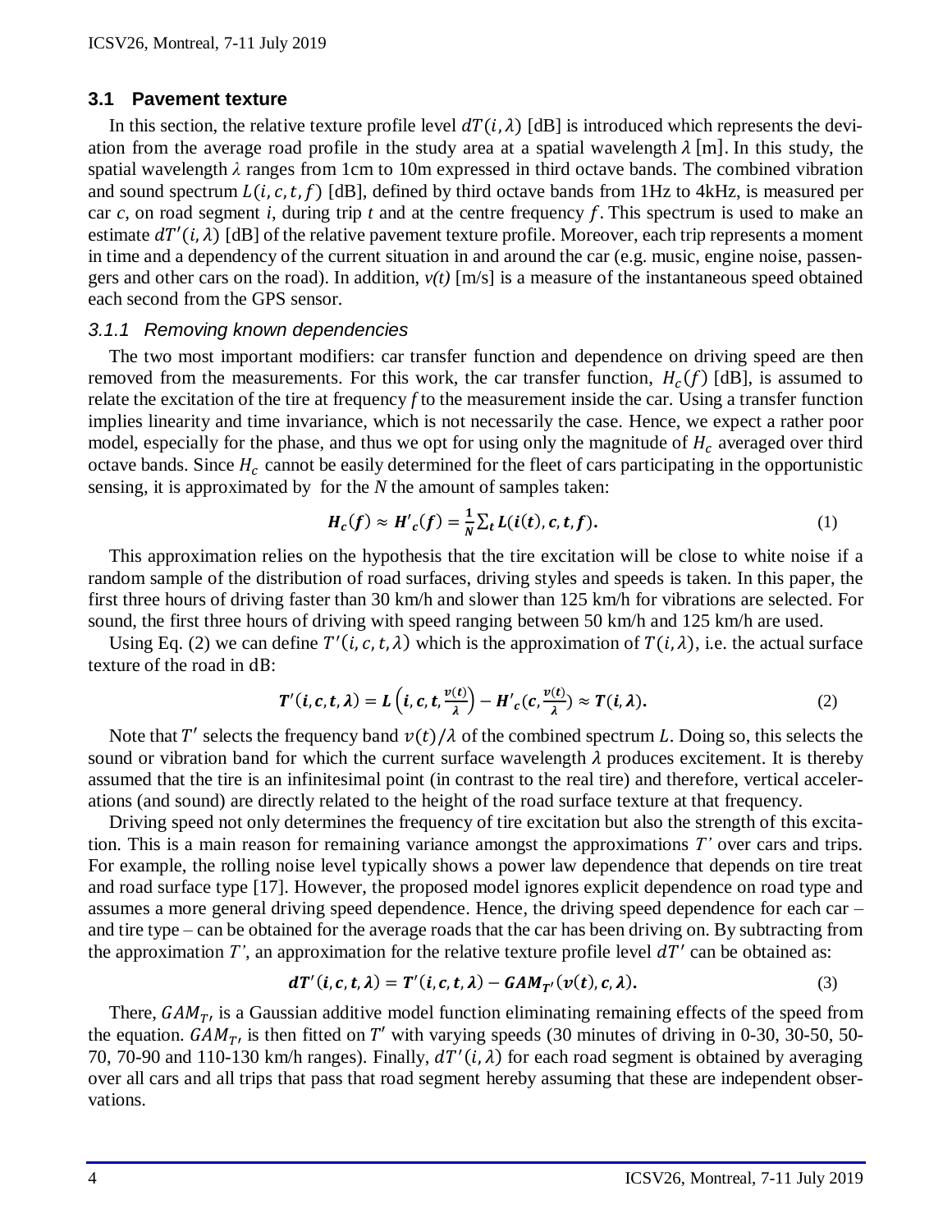### 3.1 Pavement texture

In this section, the relative texture profile level $dT(i, \lambda)$ [dB] is introduced which represents the deviation from the average road profile in the study area at a spatial wavelength $\lambda$ [m]. In this study, the spatial wavelength $\lambda$ ranges from 1cm to 10m expressed in third octave bands. The combined vibration and sound spectrum $L(i, c, t, f)$ [dB], defined by third octave bands from 1Hz to 4kHz, is measured per car *c*, on road segment *i*, during trip *t* and at the centre frequency $f$. This spectrum is used to make an estimate $dT'(i, \lambda)$ [dB] of the relative pavement texture profile. Moreover, each trip represents a moment in time and a dependency of the current situation in and around the car (e.g. music, engine noise, passengers and other cars on the road). In addition, *v(t)* [m/s] is a measure of the instantaneous speed obtained each second from the GPS sensor.

#### *3.1.1 Removing known dependencies*

The two most important modifiers: car transfer function and dependence on driving speed are then removed from the measurements. For this work, the car transfer function, $H_c(f)$ [dB], is assumed to relate the excitation of the tire at frequency *f* to the measurement inside the car. Using a transfer function implies linearity and time invariance, which is not necessarily the case. Hence, we expect a rather poor model, especially for the phase, and thus we opt for using only the magnitude of $H_c$ averaged over third octave bands. Since $H_c$ cannot be easily determined for the fleet of cars participating in the opportunistic sensing, it is approximated by for the *N* the amount of samples taken:

$$\boldsymbol{H_c(f) \approx H'_c(f) = \frac{1}{N}\sum_t L(i(t), c, t, f).} \tag{1}$$

This approximation relies on the hypothesis that the tire excitation will be close to white noise if a random sample of the distribution of road surfaces, driving styles and speeds is taken. In this paper, the first three hours of driving faster than 30 km/h and slower than 125 km/h for vibrations are selected. For sound, the first three hours of driving with speed ranging between 50 km/h and 125 km/h are used.

Using Eq. (2) we can define $T'(i, c, t, \lambda)$ which is the approximation of $T(i, \lambda)$, i.e. the actual surface texture of the road in dB:

$$\boldsymbol{T'(i, c, t, \lambda) = L\left(i, c, t, \frac{v(t)}{\lambda}\right) - H'_c(c, \frac{v(t)}{\lambda}) \approx T(i, \lambda).} \tag{2}$$

Note that $T'$ selects the frequency band $v(t)/\lambda$ of the combined spectrum $L$. Doing so, this selects the sound or vibration band for which the current surface wavelength $\lambda$ produces excitement. It is thereby assumed that the tire is an infinitesimal point (in contrast to the real tire) and therefore, vertical accelerations (and sound) are directly related to the height of the road surface texture at that frequency.

Driving speed not only determines the frequency of tire excitation but also the strength of this excitation. This is a main reason for remaining variance amongst the approximations $T'$ over cars and trips. For example, the rolling noise level typically shows a power law dependence that depends on tire treat and road surface type [17]. However, the proposed model ignores explicit dependence on road type and assumes a more general driving speed dependence. Hence, the driving speed dependence for each car – and tire type – can be obtained for the average roads that the car has been driving on. By subtracting from the approximation $T'$, an approximation for the relative texture profile level $dT'$ can be obtained as:

$$\boldsymbol{dT'(i, c, t, \lambda) = T'(i, c, t, \lambda) - GAM_{T'}(v(t), c, \lambda).} \tag{3}$$

There, $GAM_{T'}$ is a Gaussian additive model function eliminating remaining effects of the speed from the equation. $GAM_{T'}$ is then fitted on $T'$ with varying speeds (30 minutes of driving in 0-30, 30-50, 50-70, 70-90 and 110-130 km/h ranges). Finally, $dT'(i, \lambda)$ for each road segment is obtained by averaging over all cars and all trips that pass that road segment hereby assuming that these are independent observations.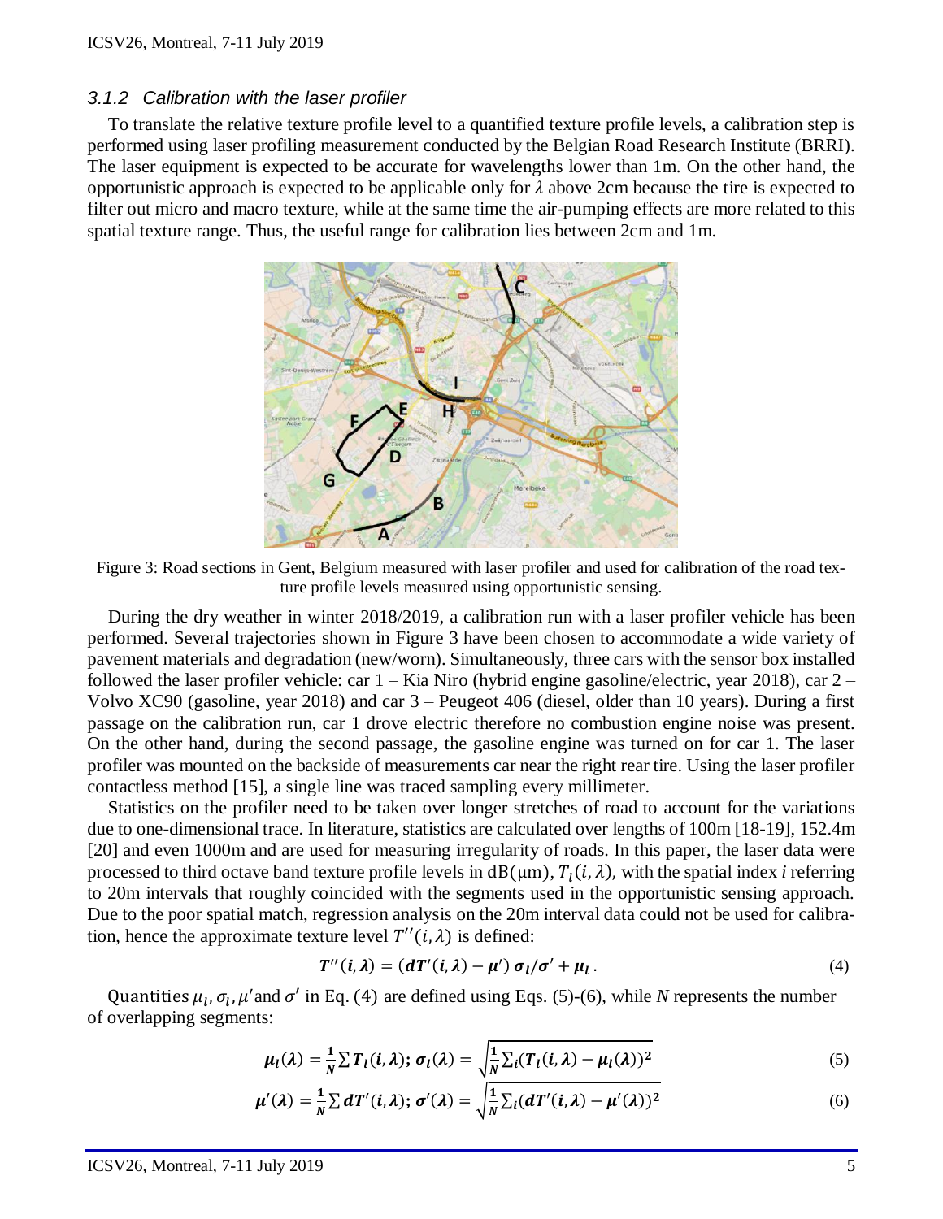### 3.1.2 Calibration with the laser profiler

To translate the relative texture profile level to a quantified texture profile levels, a calibration step is performed using laser profiling measurement conducted by the Belgian Road Research Institute (BRRI). The laser equipment is expected to be accurate for wavelengths lower than 1m. On the other hand, the opportunistic approach is expected to be applicable only for $\lambda$ above 2cm because the tire is expected to filter out micro and macro texture, while at the same time the air-pumping effects are more related to this spatial texture range. Thus, the useful range for calibration lies between 2cm and 1m.

Figure 3: Road sections in Gent, Belgium measured with laser profiler and used for calibration of the road texture profile levels measured using opportunistic sensing.

During the dry weather in winter 2018/2019, a calibration run with a laser profiler vehicle has been performed. Several trajectories shown in Figure 3 have been chosen to accommodate a wide variety of pavement materials and degradation (new/worn). Simultaneously, three cars with the sensor box installed followed the laser profiler vehicle: car 1 – Kia Niro (hybrid engine gasoline/electric, year 2018), car 2 – Volvo XC90 (gasoline, year 2018) and car 3 – Peugeot 406 (diesel, older than 10 years). During a first passage on the calibration run, car 1 drove electric therefore no combustion engine noise was present. On the other hand, during the second passage, the gasoline engine was turned on for car 1. The laser profiler was mounted on the backside of measurements car near the right rear tire. Using the laser profiler contactless method [15], a single line was traced sampling every millimeter.

Statistics on the profiler need to be taken over longer stretches of road to account for the variations due to one-dimensional trace. In literature, statistics are calculated over lengths of 100m [18-19], 152.4m [20] and even 1000m and are used for measuring irregularity of roads. In this paper, the laser data were processed to third octave band texture profile levels in dB(μm), $T_l(i,\lambda)$, with the spatial index *i* referring to 20m intervals that roughly coincided with the segments used in the opportunistic sensing approach. Due to the poor spatial match, regression analysis on the 20m interval data could not be used for calibration, hence the approximate texture level $T''(i,\lambda)$ is defined:

$$\boldsymbol{T''(i,\lambda) = (dT'(i,\lambda) - \mu')\,\sigma_l/\sigma' + \mu_l}\,. \tag{4}$$

Quantities $\mu_l, \sigma_l, \mu'$ and $\sigma'$ in Eq. (4) are defined using Eqs. (5)-(6), while *N* represents the number of overlapping segments:

$$\boldsymbol{\mu_l(\lambda) = \frac{1}{N}\sum T_l(i,\lambda);\ \sigma_l(\lambda) = \sqrt{\frac{1}{N}\sum_i (T_l(i,\lambda) - \mu_l(\lambda))^2}} \tag{5}$$

$$\boldsymbol{\mu'(\lambda) = \frac{1}{N}\sum dT'(i,\lambda);\ \sigma'(\lambda) = \sqrt{\frac{1}{N}\sum_i (dT'(i,\lambda) - \mu'(\lambda))^2}} \tag{6}$$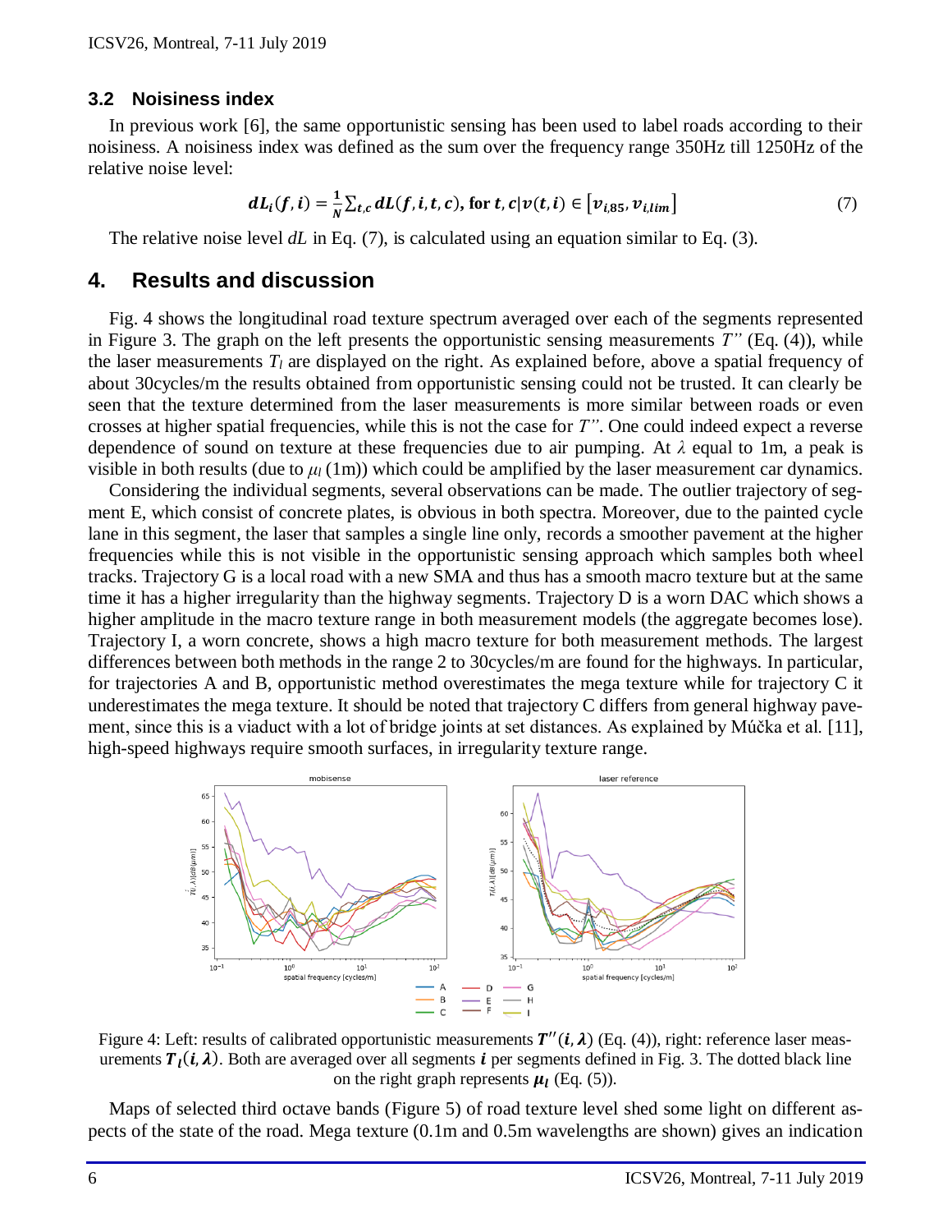### 3.2 Noisiness index

In previous work [6], the same opportunistic sensing has been used to label roads according to their noisiness. A noisiness index was defined as the sum over the frequency range 350Hz till 1250Hz of the relative noise level:

$$dL_i(f,i) = \frac{1}{N}\sum_{t,c} dL(f,i,t,c), \text{ for } t,c|v(t,i) \in [v_{i,85}, v_{i,lim}] \tag{7}$$

The relative noise level $dL$ in Eq. (7), is calculated using an equation similar to Eq. (3).

## 4. Results and discussion

Fig. 4 shows the longitudinal road texture spectrum averaged over each of the segments represented in Figure 3. The graph on the left presents the opportunistic sensing measurements $T''$ (Eq. (4)), while the laser measurements $T_l$ are displayed on the right. As explained before, above a spatial frequency of about 30cycles/m the results obtained from opportunistic sensing could not be trusted. It can clearly be seen that the texture determined from the laser measurements is more similar between roads or even crosses at higher spatial frequencies, while this is not the case for $T''$. One could indeed expect a reverse dependence of sound on texture at these frequencies due to air pumping. At $\lambda$ equal to 1m, a peak is visible in both results (due to $\mu_l$ (1m)) which could be amplified by the laser measurement car dynamics.

Considering the individual segments, several observations can be made. The outlier trajectory of segment E, which consist of concrete plates, is obvious in both spectra. Moreover, due to the painted cycle lane in this segment, the laser that samples a single line only, records a smoother pavement at the higher frequencies while this is not visible in the opportunistic sensing approach which samples both wheel tracks. Trajectory G is a local road with a new SMA and thus has a smooth macro texture but at the same time it has a higher irregularity than the highway segments. Trajectory D is a worn DAC which shows a higher amplitude in the macro texture range in both measurement models (the aggregate becomes lose). Trajectory I, a worn concrete, shows a high macro texture for both measurement methods. The largest differences between both methods in the range 2 to 30cycles/m are found for the highways. In particular, for trajectories A and B, opportunistic method overestimates the mega texture while for trajectory C it underestimates the mega texture. It should be noted that trajectory C differs from general highway pavement, since this is a viaduct with a lot of bridge joints at set distances. As explained by Múčka et al. [11], high-speed highways require smooth surfaces, in irregularity texture range.

Figure 4: Left: results of calibrated opportunistic measurements $\boldsymbol{T''(i,\lambda)}$ (Eq. (4)), right: reference laser measurements $\boldsymbol{T_l(i,\lambda)}$. Both are averaged over all segments $\boldsymbol{i}$ per segments defined in Fig. 3. The dotted black line on the right graph represents $\boldsymbol{\mu_l}$ (Eq. (5)).

Maps of selected third octave bands (Figure 5) of road texture level shed some light on different aspects of the state of the road. Mega texture (0.1m and 0.5m wavelengths are shown) gives an indication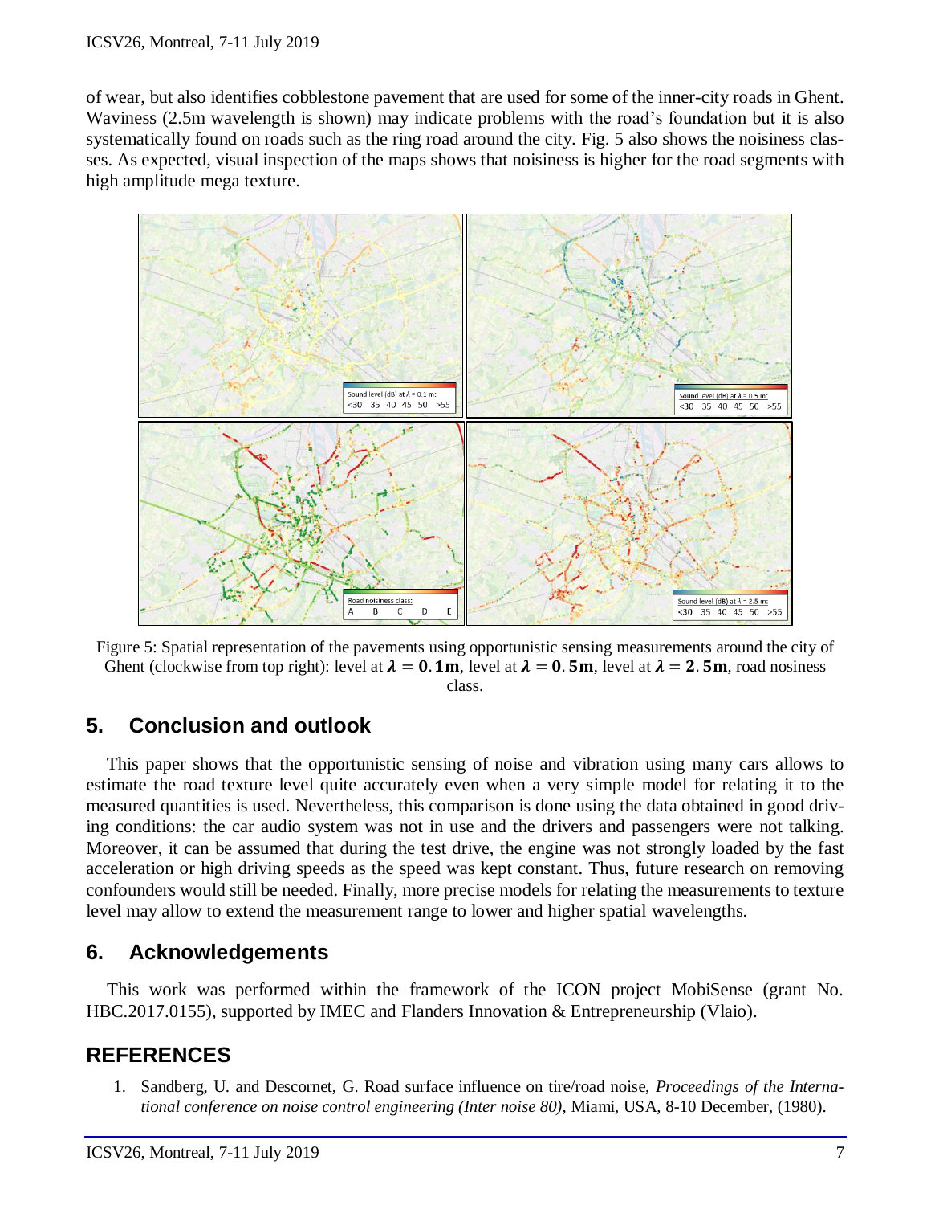of wear, but also identifies cobblestone pavement that are used for some of the inner-city roads in Ghent. Waviness (2.5m wavelength is shown) may indicate problems with the road's foundation but it is also systematically found on roads such as the ring road around the city. Fig. 5 also shows the noisiness classes. As expected, visual inspection of the maps shows that noisiness is higher for the road segments with high amplitude mega texture.

Figure 5: Spatial representation of the pavements using opportunistic sensing measurements around the city of Ghent (clockwise from top right): level at $\boldsymbol{\lambda} = \mathbf{0.1m}$, level at $\boldsymbol{\lambda} = \mathbf{0.5m}$, level at $\boldsymbol{\lambda} = \mathbf{2.5m}$, road nosiness class.

## 5. Conclusion and outlook

This paper shows that the opportunistic sensing of noise and vibration using many cars allows to estimate the road texture level quite accurately even when a very simple model for relating it to the measured quantities is used. Nevertheless, this comparison is done using the data obtained in good driving conditions: the car audio system was not in use and the drivers and passengers were not talking. Moreover, it can be assumed that during the test drive, the engine was not strongly loaded by the fast acceleration or high driving speeds as the speed was kept constant. Thus, future research on removing confounders would still be needed. Finally, more precise models for relating the measurements to texture level may allow to extend the measurement range to lower and higher spatial wavelengths.

## 6. Acknowledgements

This work was performed within the framework of the ICON project MobiSense (grant No. HBC.2017.0155), supported by IMEC and Flanders Innovation & Entrepreneurship (Vlaio).

## REFERENCES

1. Sandberg, U. and Descornet, G. Road surface influence on tire/road noise, *Proceedings of the International conference on noise control engineering (Inter noise 80)*, Miami, USA, 8-10 December, (1980).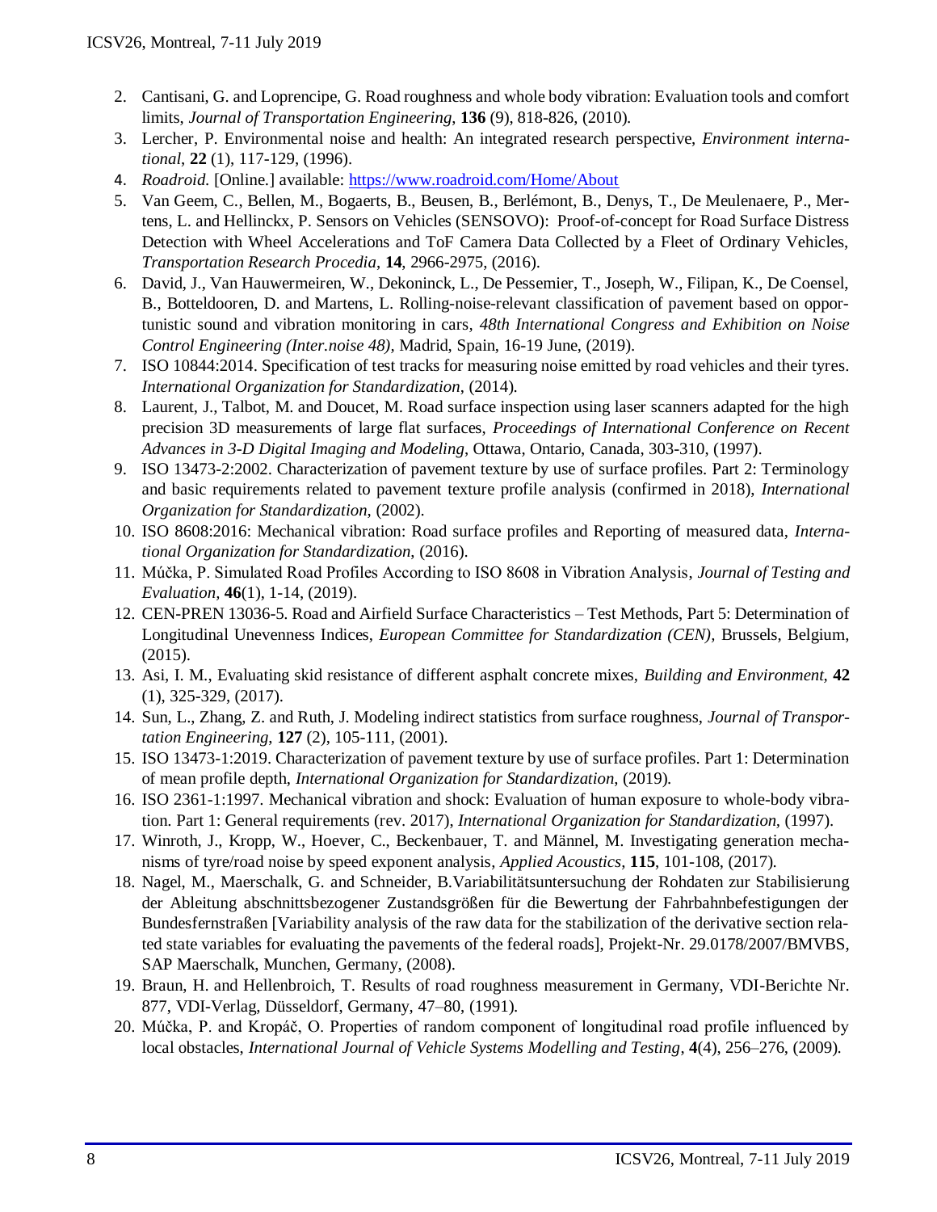2. Cantisani, G. and Loprencipe, G. Road roughness and whole body vibration: Evaluation tools and comfort limits, *Journal of Transportation Engineering*, **136** (9), 818-826, (2010).
3. Lercher, P. Environmental noise and health: An integrated research perspective, *Environment international*, **22** (1), 117-129, (1996).
4. *Roadroid.* [Online.] available: https://www.roadroid.com/Home/About
5. Van Geem, C., Bellen, M., Bogaerts, B., Beusen, B., Berlémont, B., Denys, T., De Meulenaere, P., Mertens, L. and Hellinckx, P. Sensors on Vehicles (SENSOVO): Proof-of-concept for Road Surface Distress Detection with Wheel Accelerations and ToF Camera Data Collected by a Fleet of Ordinary Vehicles, *Transportation Research Procedia*, **14**, 2966-2975, (2016).
6. David, J., Van Hauwermeiren, W., Dekoninck, L., De Pessemier, T., Joseph, W., Filipan, K., De Coensel, B., Botteldooren, D. and Martens, L. Rolling-noise-relevant classification of pavement based on opportunistic sound and vibration monitoring in cars, *48th International Congress and Exhibition on Noise Control Engineering (Inter.noise 48)*, Madrid, Spain, 16-19 June, (2019).
7. ISO 10844:2014. Specification of test tracks for measuring noise emitted by road vehicles and their tyres. *International Organization for Standardization*, (2014).
8. Laurent, J., Talbot, M. and Doucet, M. Road surface inspection using laser scanners adapted for the high precision 3D measurements of large flat surfaces, *Proceedings of International Conference on Recent Advances in 3-D Digital Imaging and Modeling*, Ottawa, Ontario, Canada, 303-310, (1997).
9. ISO 13473-2:2002. Characterization of pavement texture by use of surface profiles. Part 2: Terminology and basic requirements related to pavement texture profile analysis (confirmed in 2018), *International Organization for Standardization*, (2002).
10. ISO 8608:2016: Mechanical vibration: Road surface profiles and Reporting of measured data, *International Organization for Standardization*, (2016).
11. Múčka, P. Simulated Road Profiles According to ISO 8608 in Vibration Analysis, *Journal of Testing and Evaluation*, **46**(1), 1-14, (2019).
12. CEN-PREN 13036-5. Road and Airfield Surface Characteristics – Test Methods, Part 5: Determination of Longitudinal Unevenness Indices, *European Committee for Standardization (CEN)*, Brussels, Belgium, (2015).
13. Asi, I. M., Evaluating skid resistance of different asphalt concrete mixes, *Building and Environment*, **42** (1), 325-329, (2017).
14. Sun, L., Zhang, Z. and Ruth, J. Modeling indirect statistics from surface roughness, *Journal of Transportation Engineering*, **127** (2), 105-111, (2001).
15. ISO 13473-1:2019. Characterization of pavement texture by use of surface profiles. Part 1: Determination of mean profile depth, *International Organization for Standardization*, (2019).
16. ISO 2361-1:1997. Mechanical vibration and shock: Evaluation of human exposure to whole-body vibration. Part 1: General requirements (rev. 2017), *International Organization for Standardization*, (1997).
17. Winroth, J., Kropp, W., Hoever, C., Beckenbauer, T. and Männel, M. Investigating generation mechanisms of tyre/road noise by speed exponent analysis, *Applied Acoustics*, **115**, 101-108, (2017).
18. Nagel, M., Maerschalk, G. and Schneider, B.Variabilitätsuntersuchung der Rohdaten zur Stabilisierung der Ableitung abschnittsbezogener Zustandsgrößen für die Bewertung der Fahrbahnbefestigungen der Bundesfernstraßen [Variability analysis of the raw data for the stabilization of the derivative section related state variables for evaluating the pavements of the federal roads], Projekt-Nr. 29.0178/2007/BMVBS, SAP Maerschalk, Munchen, Germany, (2008).
19. Braun, H. and Hellenbroich, T. Results of road roughness measurement in Germany, VDI-Berichte Nr. 877, VDI-Verlag, Düsseldorf, Germany, 47–80, (1991).
20. Múčka, P. and Kropáč, O. Properties of random component of longitudinal road profile influenced by local obstacles, *International Journal of Vehicle Systems Modelling and Testing*, **4**(4), 256–276, (2009).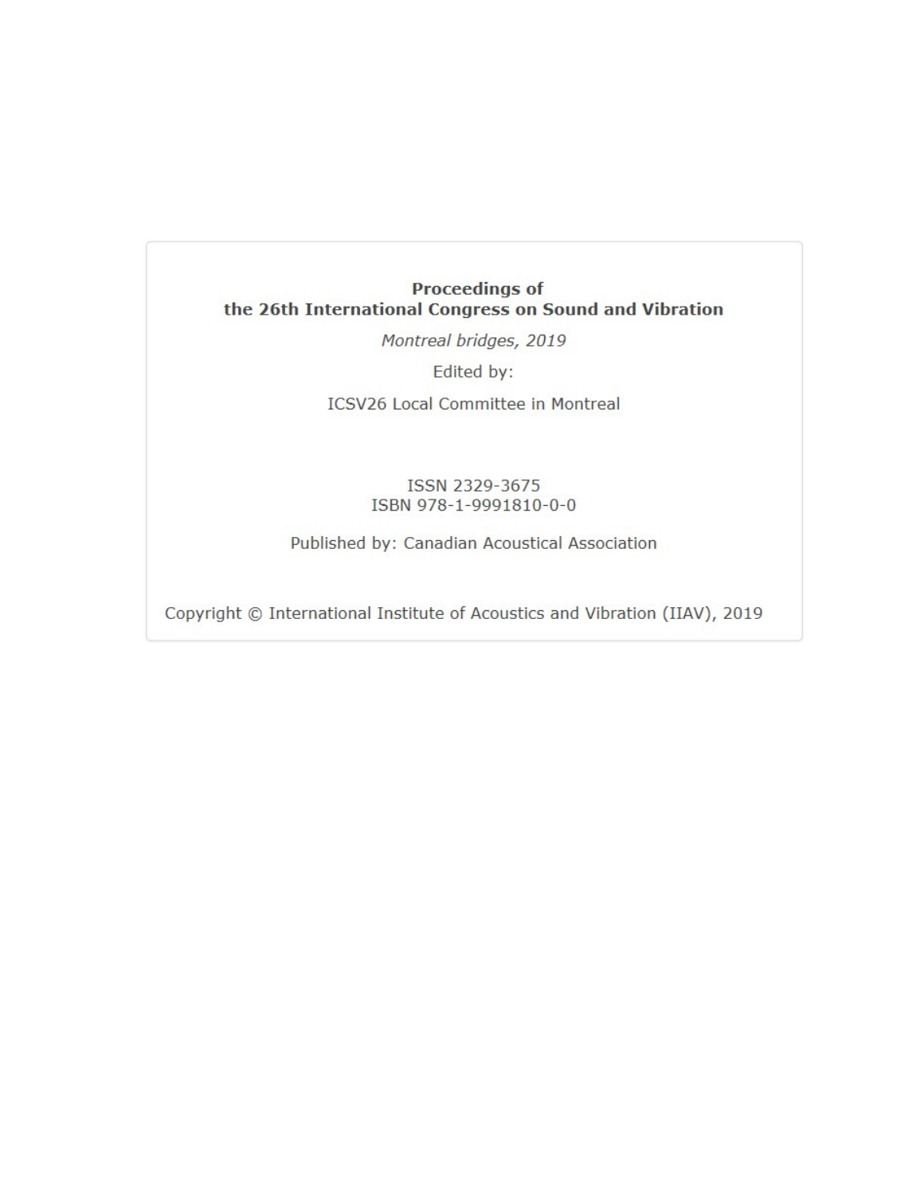**Proceedings of**
**the 26th International Congress on Sound and Vibration**

*Montreal bridges, 2019*

Edited by:

ICSV26 Local Committee in Montreal

ISSN 2329-3675
ISBN 978-1-9991810-0-0

Published by: Canadian Acoustical Association

Copyright © International Institute of Acoustics and Vibration (IIAV), 2019